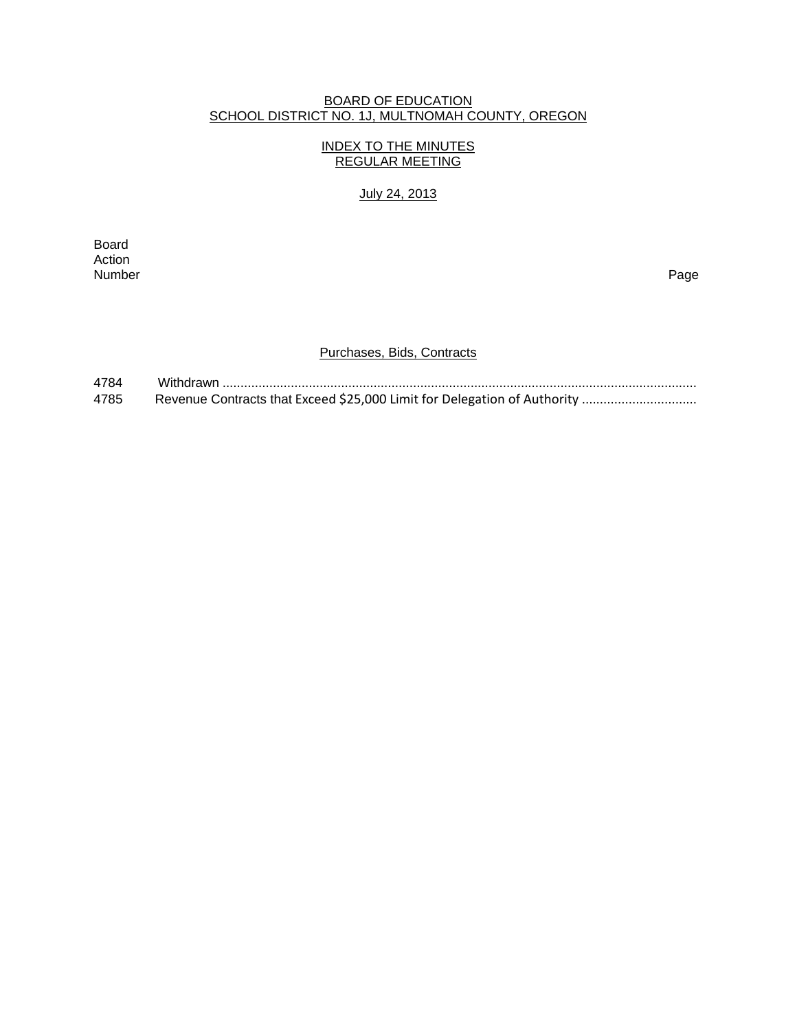BOARD OF EDUCATION
SCHOOL DISTRICT NO. 1J, MULTNOMAH COUNTY, OREGON

INDEX TO THE MINUTES
REGULAR MEETING

July 24, 2013

| Board Action Number | | Page |
|---|---|---|
| | **Purchases, Bids, Contracts** | |
| 4784 | Withdrawn | |
| 4785 | Revenue Contracts that Exceed $25,000 Limit for Delegation of Authority | |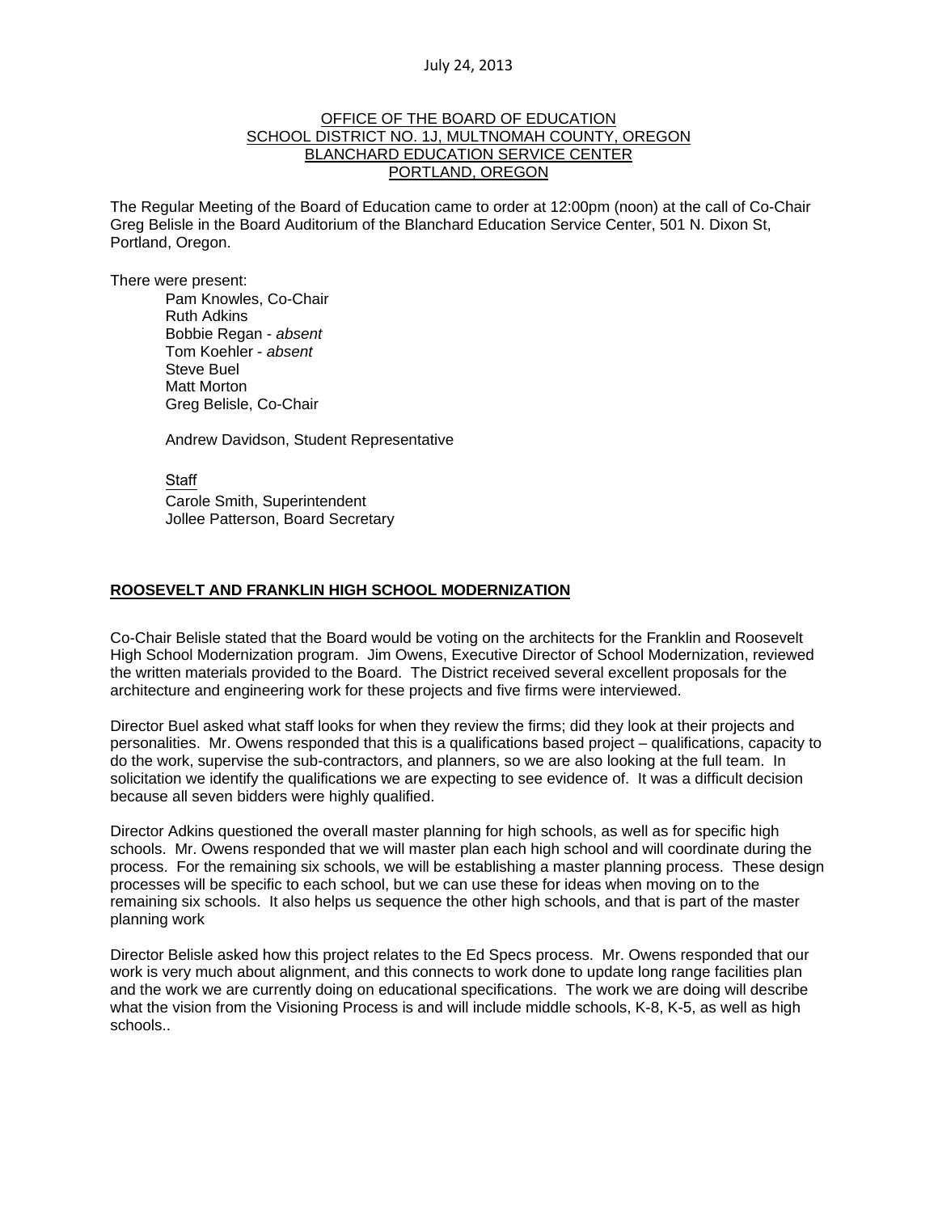July 24, 2013

OFFICE OF THE BOARD OF EDUCATION
SCHOOL DISTRICT NO. 1J, MULTNOMAH COUNTY, OREGON
BLANCHARD EDUCATION SERVICE CENTER
PORTLAND, OREGON

The Regular Meeting of the Board of Education came to order at 12:00pm (noon) at the call of Co-Chair Greg Belisle in the Board Auditorium of the Blanchard Education Service Center, 501 N. Dixon St, Portland, Oregon.

There were present:

Pam Knowles, Co-Chair
Ruth Adkins
Bobbie Regan - *absent*
Tom Koehler - *absent*
Steve Buel
Matt Morton
Greg Belisle, Co-Chair

Andrew Davidson, Student Representative

Staff
Carole Smith, Superintendent
Jollee Patterson, Board Secretary

## ROOSEVELT AND FRANKLIN HIGH SCHOOL MODERNIZATION

Co-Chair Belisle stated that the Board would be voting on the architects for the Franklin and Roosevelt High School Modernization program. Jim Owens, Executive Director of School Modernization, reviewed the written materials provided to the Board. The District received several excellent proposals for the architecture and engineering work for these projects and five firms were interviewed.

Director Buel asked what staff looks for when they review the firms; did they look at their projects and personalities. Mr. Owens responded that this is a qualifications based project – qualifications, capacity to do the work, supervise the sub-contractors, and planners, so we are also looking at the full team. In solicitation we identify the qualifications we are expecting to see evidence of. It was a difficult decision because all seven bidders were highly qualified.

Director Adkins questioned the overall master planning for high schools, as well as for specific high schools. Mr. Owens responded that we will master plan each high school and will coordinate during the process. For the remaining six schools, we will be establishing a master planning process. These design processes will be specific to each school, but we can use these for ideas when moving on to the remaining six schools. It also helps us sequence the other high schools, and that is part of the master planning work

Director Belisle asked how this project relates to the Ed Specs process. Mr. Owens responded that our work is very much about alignment, and this connects to work done to update long range facilities plan and the work we are currently doing on educational specifications. The work we are doing will describe what the vision from the Visioning Process is and will include middle schools, K-8, K-5, as well as high schools..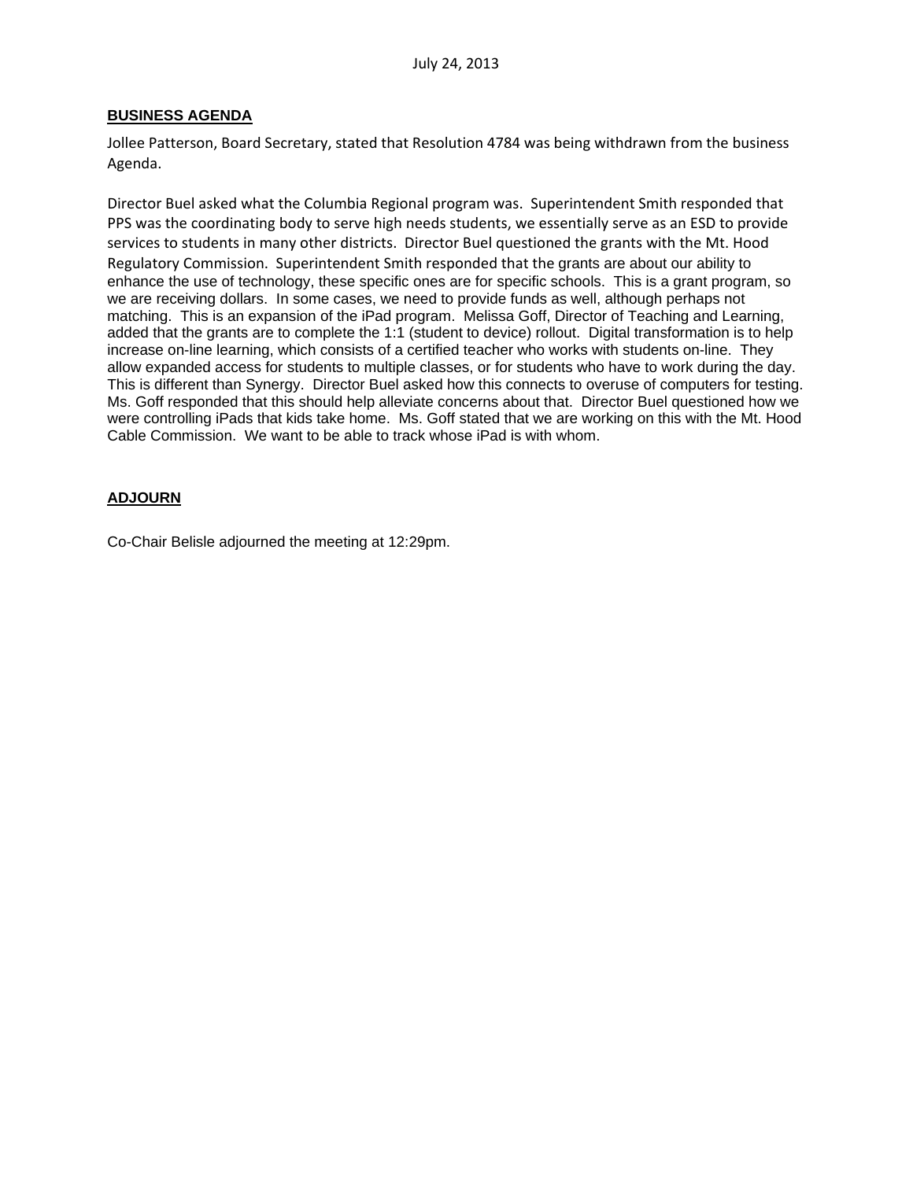**BUSINESS AGENDA**

Jollee Patterson, Board Secretary, stated that Resolution 4784 was being withdrawn from the business Agenda.

Director Buel asked what the Columbia Regional program was. Superintendent Smith responded that PPS was the coordinating body to serve high needs students, we essentially serve as an ESD to provide services to students in many other districts. Director Buel questioned the grants with the Mt. Hood Regulatory Commission. Superintendent Smith responded that the grants are about our ability to enhance the use of technology, these specific ones are for specific schools. This is a grant program, so we are receiving dollars. In some cases, we need to provide funds as well, although perhaps not matching. This is an expansion of the iPad program. Melissa Goff, Director of Teaching and Learning, added that the grants are to complete the 1:1 (student to device) rollout. Digital transformation is to help increase on-line learning, which consists of a certified teacher who works with students on-line. They allow expanded access for students to multiple classes, or for students who have to work during the day. This is different than Synergy. Director Buel asked how this connects to overuse of computers for testing. Ms. Goff responded that this should help alleviate concerns about that. Director Buel questioned how we were controlling iPads that kids take home. Ms. Goff stated that we are working on this with the Mt. Hood Cable Commission. We want to be able to track whose iPad is with whom.

**ADJOURN**

Co-Chair Belisle adjourned the meeting at 12:29pm.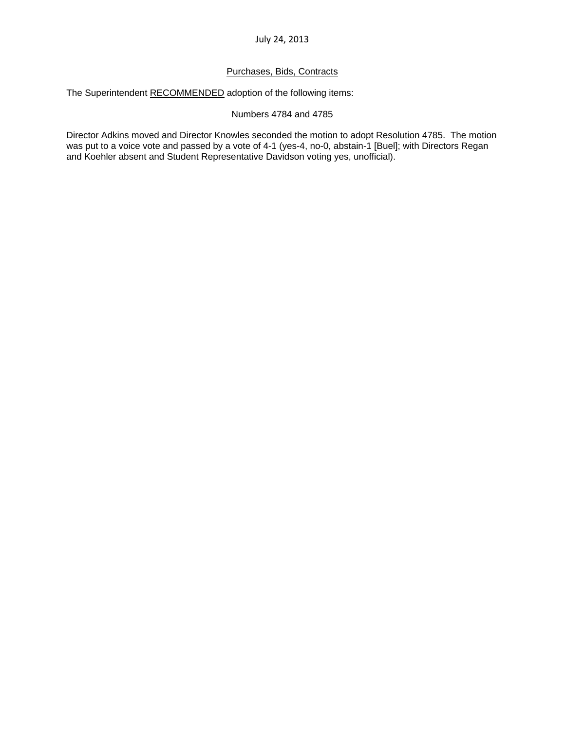July 24, 2013

Purchases, Bids, Contracts

The Superintendent RECOMMENDED adoption of the following items:

Numbers 4784 and 4785

Director Adkins moved and Director Knowles seconded the motion to adopt Resolution 4785. The motion was put to a voice vote and passed by a vote of 4-1 (yes-4, no-0, abstain-1 [Buel]; with Directors Regan and Koehler absent and Student Representative Davidson voting yes, unofficial).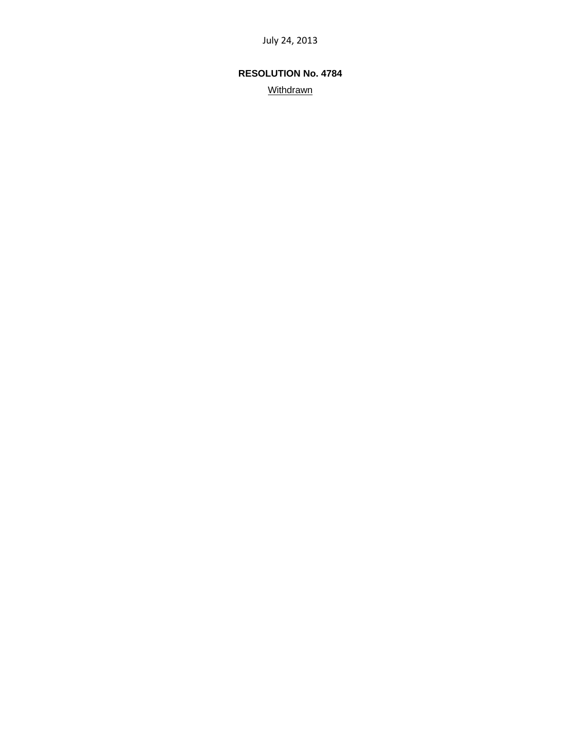July 24, 2013

**RESOLUTION No. 4784**

Withdrawn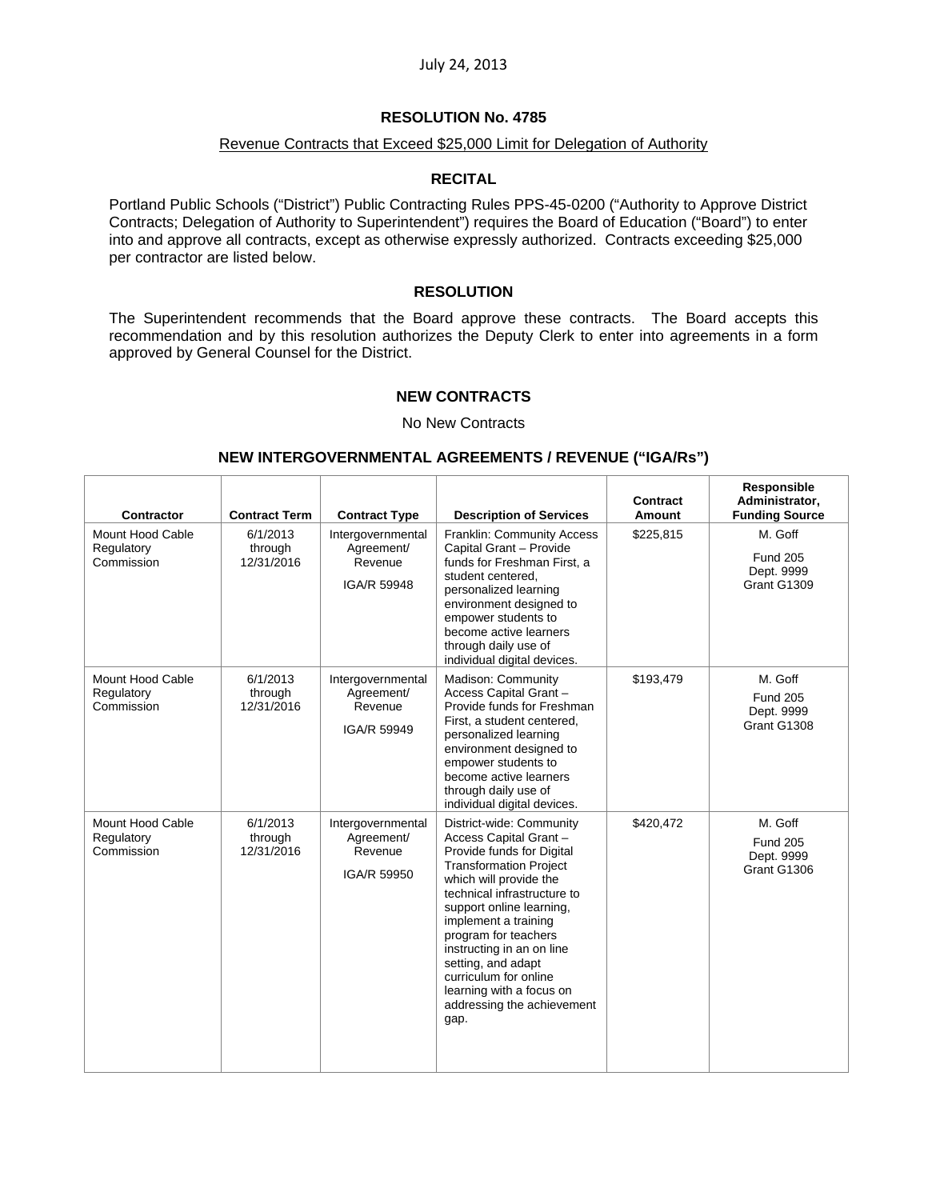July 24, 2013

**RESOLUTION No. 4785**

Revenue Contracts that Exceed $25,000 Limit for Delegation of Authority

**RECITAL**

Portland Public Schools ("District") Public Contracting Rules PPS-45-0200 ("Authority to Approve District Contracts; Delegation of Authority to Superintendent") requires the Board of Education ("Board") to enter into and approve all contracts, except as otherwise expressly authorized. Contracts exceeding $25,000 per contractor are listed below.

**RESOLUTION**

The Superintendent recommends that the Board approve these contracts. The Board accepts this recommendation and by this resolution authorizes the Deputy Clerk to enter into agreements in a form approved by General Counsel for the District.

**NEW CONTRACTS**

No New Contracts

**NEW INTERGOVERNMENTAL AGREEMENTS / REVENUE ("IGA/Rs")**

| Contractor | Contract Term | Contract Type | Description of Services | Contract Amount | Responsible Administrator, Funding Source |
|---|---|---|---|---|---|
| Mount Hood Cable Regulatory Commission | 6/1/2013 through 12/31/2016 | Intergovernmental Agreement/ Revenue IGA/R 59948 | Franklin: Community Access Capital Grant – Provide funds for Freshman First, a student centered, personalized learning environment designed to empower students to become active learners through daily use of individual digital devices. | $225,815 | M. Goff Fund 205 Dept. 9999 Grant G1309 |
| Mount Hood Cable Regulatory Commission | 6/1/2013 through 12/31/2016 | Intergovernmental Agreement/ Revenue IGA/R 59949 | Madison: Community Access Capital Grant – Provide funds for Freshman First, a student centered, personalized learning environment designed to empower students to become active learners through daily use of individual digital devices. | $193,479 | M. Goff Fund 205 Dept. 9999 Grant G1308 |
| Mount Hood Cable Regulatory Commission | 6/1/2013 through 12/31/2016 | Intergovernmental Agreement/ Revenue IGA/R 59950 | District-wide: Community Access Capital Grant – Provide funds for Digital Transformation Project which will provide the technical infrastructure to support online learning, implement a training program for teachers instructing in an on line setting, and adapt curriculum for online learning with a focus on addressing the achievement gap. | $420,472 | M. Goff Fund 205 Dept. 9999 Grant G1306 |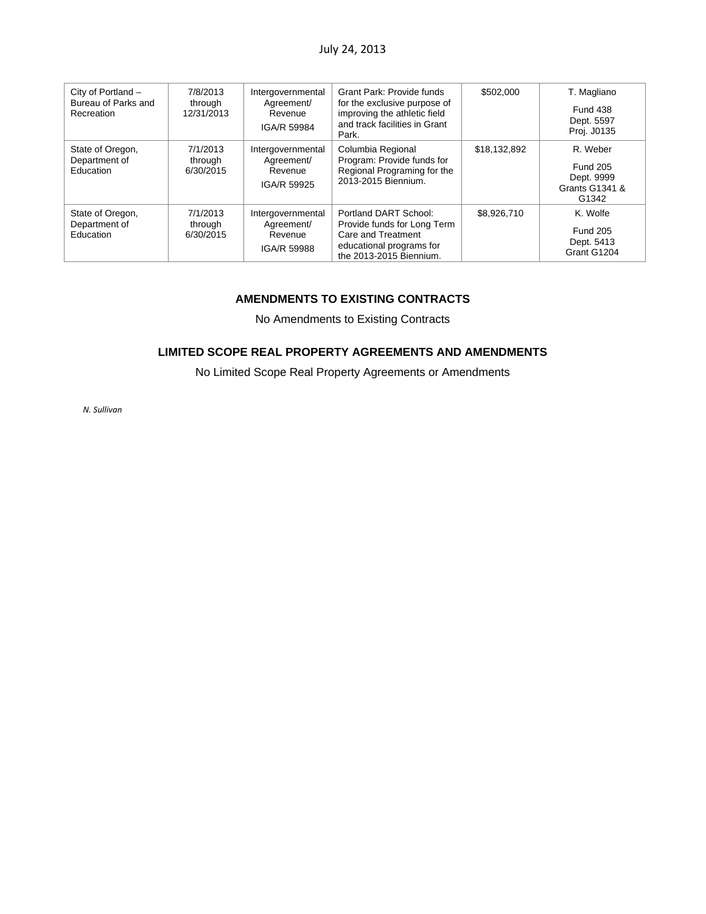| | | | | | |
|---|---|---|---|---|---|
| City of Portland – Bureau of Parks and Recreation | 7/8/2013 through 12/31/2013 | Intergovernmental Agreement/ Revenue IGA/R 59984 | Grant Park: Provide funds for the exclusive purpose of improving the athletic field and track facilities in Grant Park. | $502,000 | T. Magliano Fund 438 Dept. 5597 Proj. J0135 |
| State of Oregon, Department of Education | 7/1/2013 through 6/30/2015 | Intergovernmental Agreement/ Revenue IGA/R 59925 | Columbia Regional Program: Provide funds for Regional Programing for the 2013-2015 Biennium. | $18,132,892 | R. Weber Fund 205 Dept. 9999 Grants G1341 & G1342 |
| State of Oregon, Department of Education | 7/1/2013 through 6/30/2015 | Intergovernmental Agreement/ Revenue IGA/R 59988 | Portland DART School: Provide funds for Long Term Care and Treatment educational programs for the 2013-2015 Biennium. | $8,926,710 | K. Wolfe Fund 205 Dept. 5413 Grant G1204 |

## AMENDMENTS TO EXISTING CONTRACTS

No Amendments to Existing Contracts

## LIMITED SCOPE REAL PROPERTY AGREEMENTS AND AMENDMENTS

No Limited Scope Real Property Agreements or Amendments

*N. Sullivan*